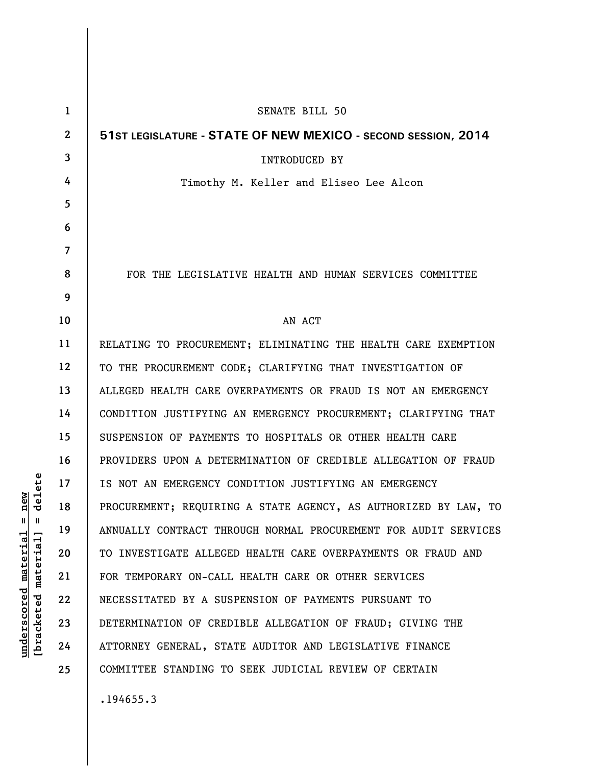SENATE BILL 50

**51ST LEGISLATURE - STATE OF NEW MEXICO - SECOND SESSION, 2014**

INTRODUCED BY

Timothy M. Keller and Eliseo Lee Alcon

FOR THE LEGISLATIVE HEALTH AND HUMAN SERVICES COMMITTEE

AN ACT

RELATING TO PROCUREMENT; ELIMINATING THE HEALTH CARE EXEMPTION TO THE PROCUREMENT CODE; CLARIFYING THAT INVESTIGATION OF ALLEGED HEALTH CARE OVERPAYMENTS OR FRAUD IS NOT AN EMERGENCY CONDITION JUSTIFYING AN EMERGENCY PROCUREMENT; CLARIFYING THAT SUSPENSION OF PAYMENTS TO HOSPITALS OR OTHER HEALTH CARE PROVIDERS UPON A DETERMINATION OF CREDIBLE ALLEGATION OF FRAUD IS NOT AN EMERGENCY CONDITION JUSTIFYING AN EMERGENCY PROCUREMENT; REQUIRING A STATE AGENCY, AS AUTHORIZED BY LAW, TO ANNUALLY CONTRACT THROUGH NORMAL PROCUREMENT FOR AUDIT SERVICES TO INVESTIGATE ALLEGED HEALTH CARE OVERPAYMENTS OR FRAUD AND FOR TEMPORARY ON-CALL HEALTH CARE OR OTHER SERVICES NECESSITATED BY A SUSPENSION OF PAYMENTS PURSUANT TO DETERMINATION OF CREDIBLE ALLEGATION OF FRAUD; GIVING THE ATTORNEY GENERAL, STATE AUDITOR AND LEGISLATIVE FINANCE COMMITTEE STANDING TO SEEK JUDICIAL REVIEW OF CERTAIN

.194655.3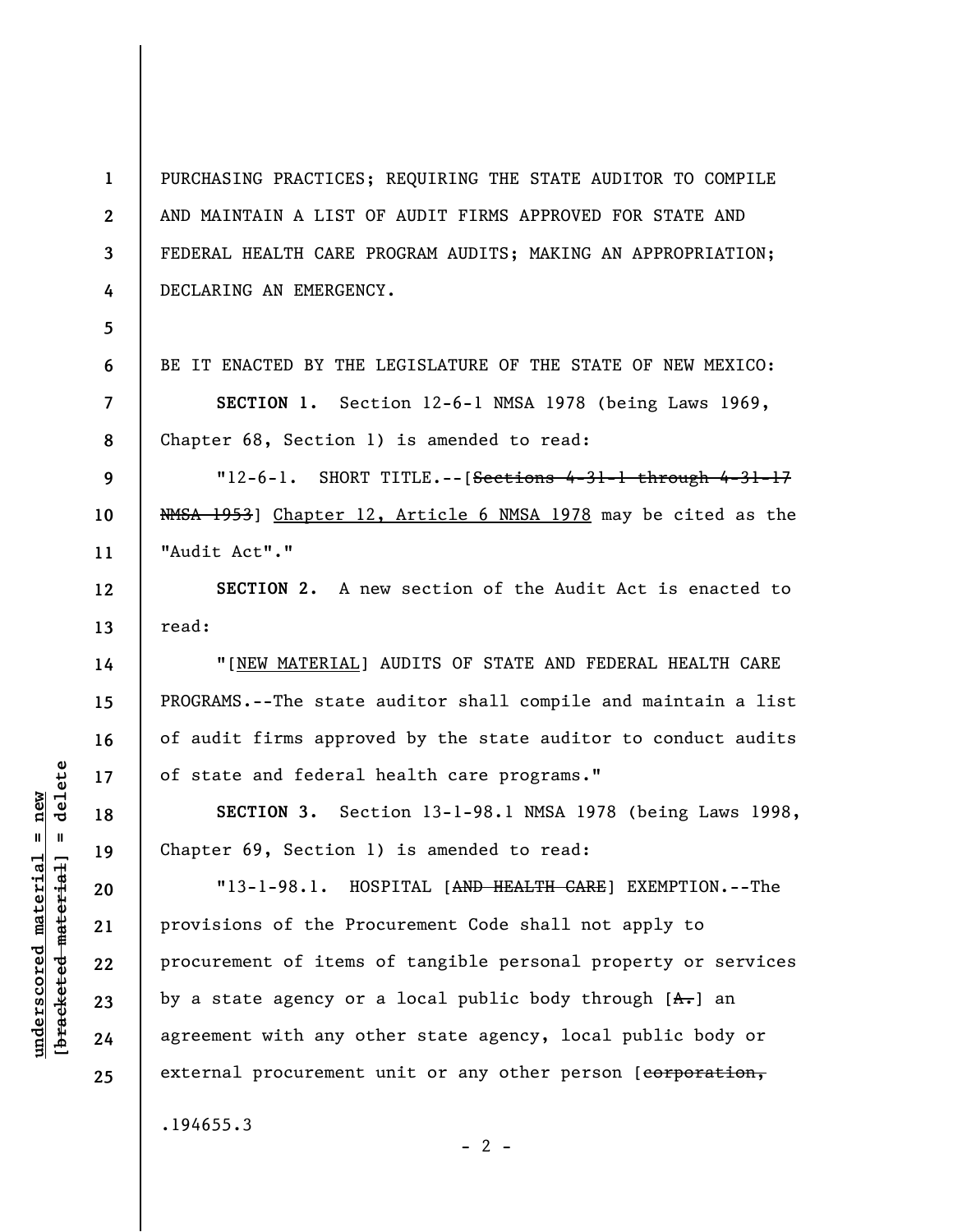PURCHASING PRACTICES; REQUIRING THE STATE AUDITOR TO COMPILE AND MAINTAIN A LIST OF AUDIT FIRMS APPROVED FOR STATE AND FEDERAL HEALTH CARE PROGRAM AUDITS; MAKING AN APPROPRIATION; DECLARING AN EMERGENCY.

BE IT ENACTED BY THE LEGISLATURE OF THE STATE OF NEW MEXICO:

**SECTION 1.** Section 12-6-1 NMSA 1978 (being Laws 1969, Chapter 68, Section 1) is amended to read:

"12-6-1. SHORT TITLE.--[~~Sections 4-31-1 through 4-31-17 NMSA 1953~~] <u>Chapter 12, Article 6 NMSA 1978</u> may be cited as the "Audit Act"."

**SECTION 2.** A new section of the Audit Act is enacted to read:

"[<u>NEW MATERIAL</u>] AUDITS OF STATE AND FEDERAL HEALTH CARE PROGRAMS.--The state auditor shall compile and maintain a list of audit firms approved by the state auditor to conduct audits of state and federal health care programs."

**SECTION 3.** Section 13-1-98.1 NMSA 1978 (being Laws 1998, Chapter 69, Section 1) is amended to read:

"13-1-98.1. HOSPITAL [~~AND HEALTH CARE~~] EXEMPTION.--The provisions of the Procurement Code shall not apply to procurement of items of tangible personal property or services by a state agency or a local public body through [~~A.~~] an agreement with any other state agency, local public body or external procurement unit or any other person [~~corporation,~~

.194655.3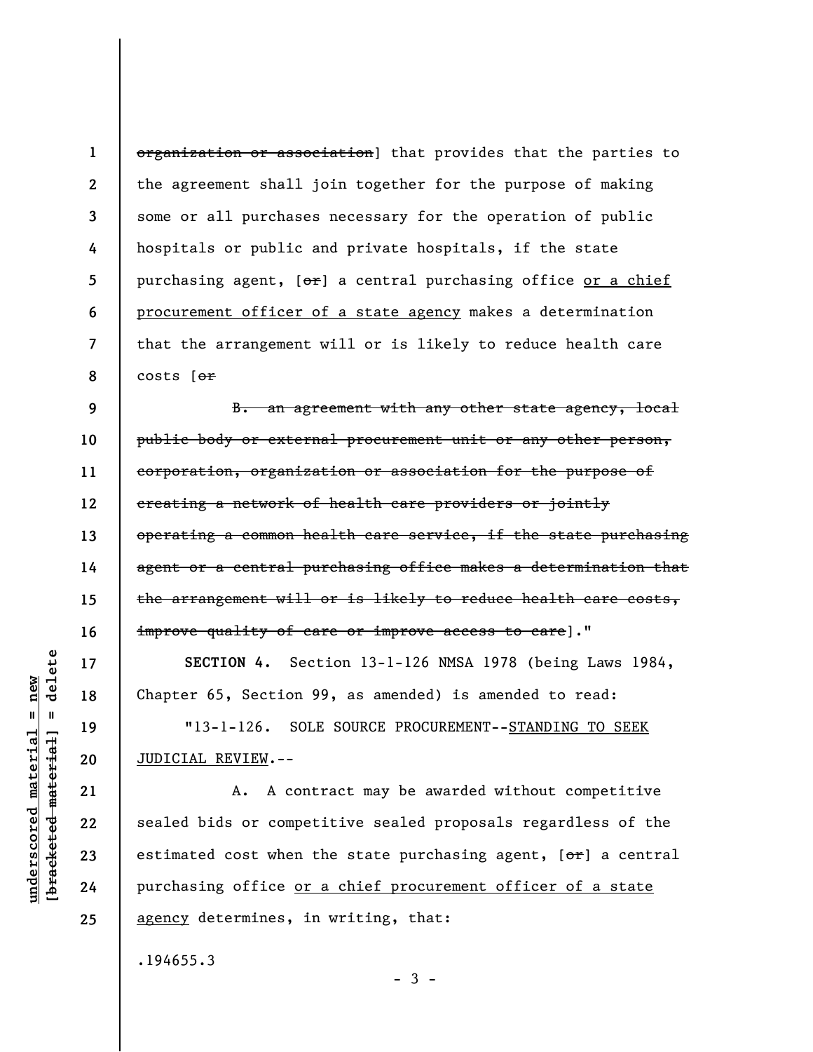~~organization or association~~] that provides that the parties to the agreement shall join together for the purpose of making some or all purchases necessary for the operation of public hospitals or public and private hospitals, if the state purchasing agent, [~~or~~] a central purchasing office <u>or a chief procurement officer of a state agency</u> makes a determination that the arrangement will or is likely to reduce health care costs [~~or~~

~~B. an agreement with any other state agency, local public body or external procurement unit or any other person, corporation, organization or association for the purpose of creating a network of health care providers or jointly operating a common health care service, if the state purchasing agent or a central purchasing office makes a determination that the arrangement will or is likely to reduce health care costs, improve quality of care or improve access to care~~]."

**SECTION 4.** Section 13-1-126 NMSA 1978 (being Laws 1984, Chapter 65, Section 99, as amended) is amended to read:

"13-1-126. SOLE SOURCE PROCUREMENT--<u>STANDING TO SEEK JUDICIAL REVIEW</u>.--

A. A contract may be awarded without competitive sealed bids or competitive sealed proposals regardless of the estimated cost when the state purchasing agent, [~~or~~] a central purchasing office <u>or a chief procurement officer of a state agency</u> determines, in writing, that:

.194655.3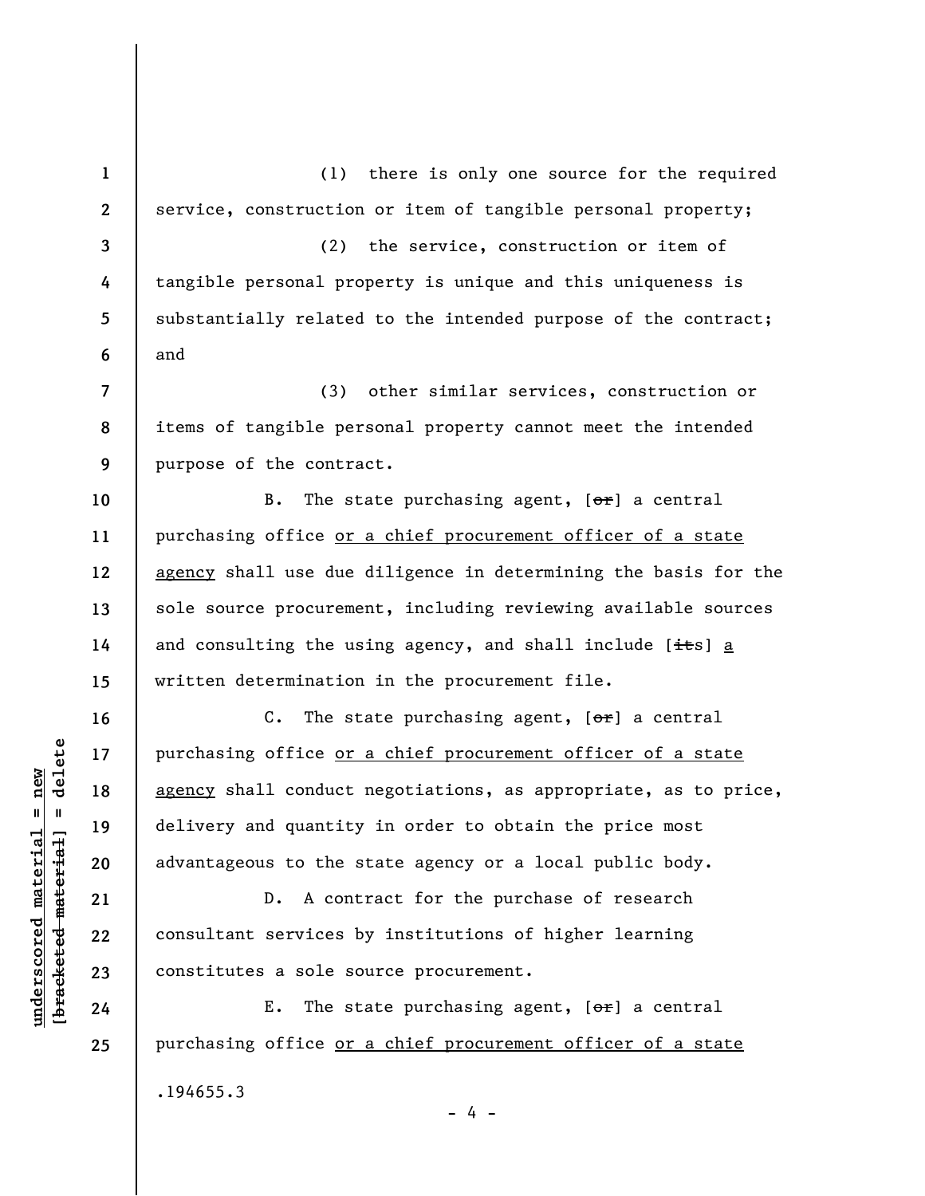(1) there is only one source for the required service, construction or item of tangible personal property;

(2) the service, construction or item of tangible personal property is unique and this uniqueness is substantially related to the intended purpose of the contract; and

(3) other similar services, construction or items of tangible personal property cannot meet the intended purpose of the contract.

B. The state purchasing agent, [~~or~~] a central purchasing office <u>or a chief procurement officer of a state agency</u> shall use due diligence in determining the basis for the sole source procurement, including reviewing available sources and consulting the using agency, and shall include [~~its~~] <u>a</u> written determination in the procurement file.

C. The state purchasing agent, [~~or~~] a central purchasing office <u>or a chief procurement officer of a state agency</u> shall conduct negotiations, as appropriate, as to price, delivery and quantity in order to obtain the price most advantageous to the state agency or a local public body.

D. A contract for the purchase of research consultant services by institutions of higher learning constitutes a sole source procurement.

E. The state purchasing agent, [~~or~~] a central purchasing office <u>or a chief procurement officer of a state</u>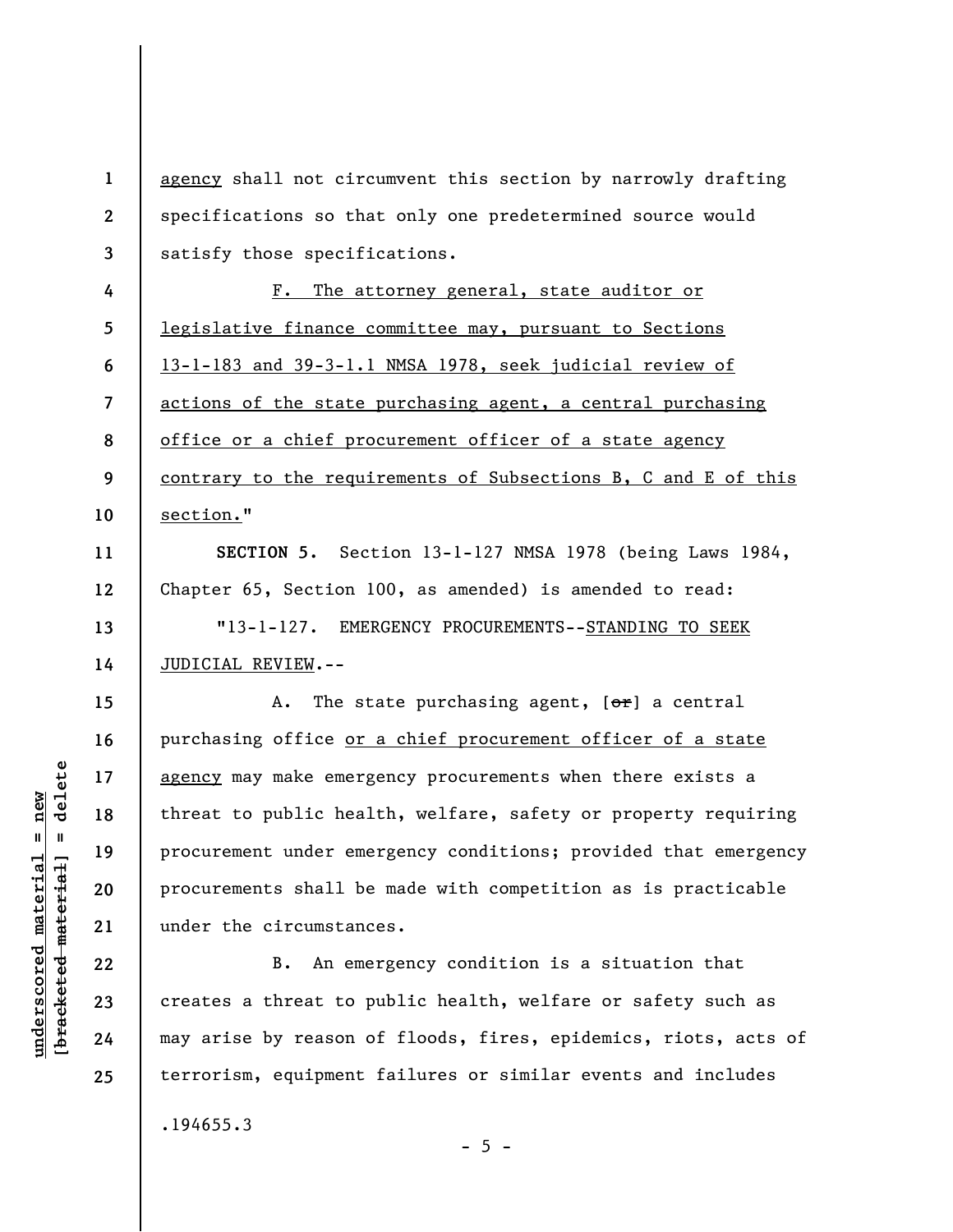agency shall not circumvent this section by narrowly drafting specifications so that only one predetermined source would satisfy those specifications.

F. The attorney general, state auditor or legislative finance committee may, pursuant to Sections 13-1-183 and 39-3-1.1 NMSA 1978, seek judicial review of actions of the state purchasing agent, a central purchasing office or a chief procurement officer of a state agency contrary to the requirements of Subsections B, C and E of this section."

**SECTION 5.** Section 13-1-127 NMSA 1978 (being Laws 1984, Chapter 65, Section 100, as amended) is amended to read:

"13-1-127. EMERGENCY PROCUREMENTS--STANDING TO SEEK JUDICIAL REVIEW.--

A. The state purchasing agent, [~~or~~] a central purchasing office or a chief procurement officer of a state agency may make emergency procurements when there exists a threat to public health, welfare, safety or property requiring procurement under emergency conditions; provided that emergency procurements shall be made with competition as is practicable under the circumstances.

B. An emergency condition is a situation that creates a threat to public health, welfare or safety such as may arise by reason of floods, fires, epidemics, riots, acts of terrorism, equipment failures or similar events and includes

.194655.3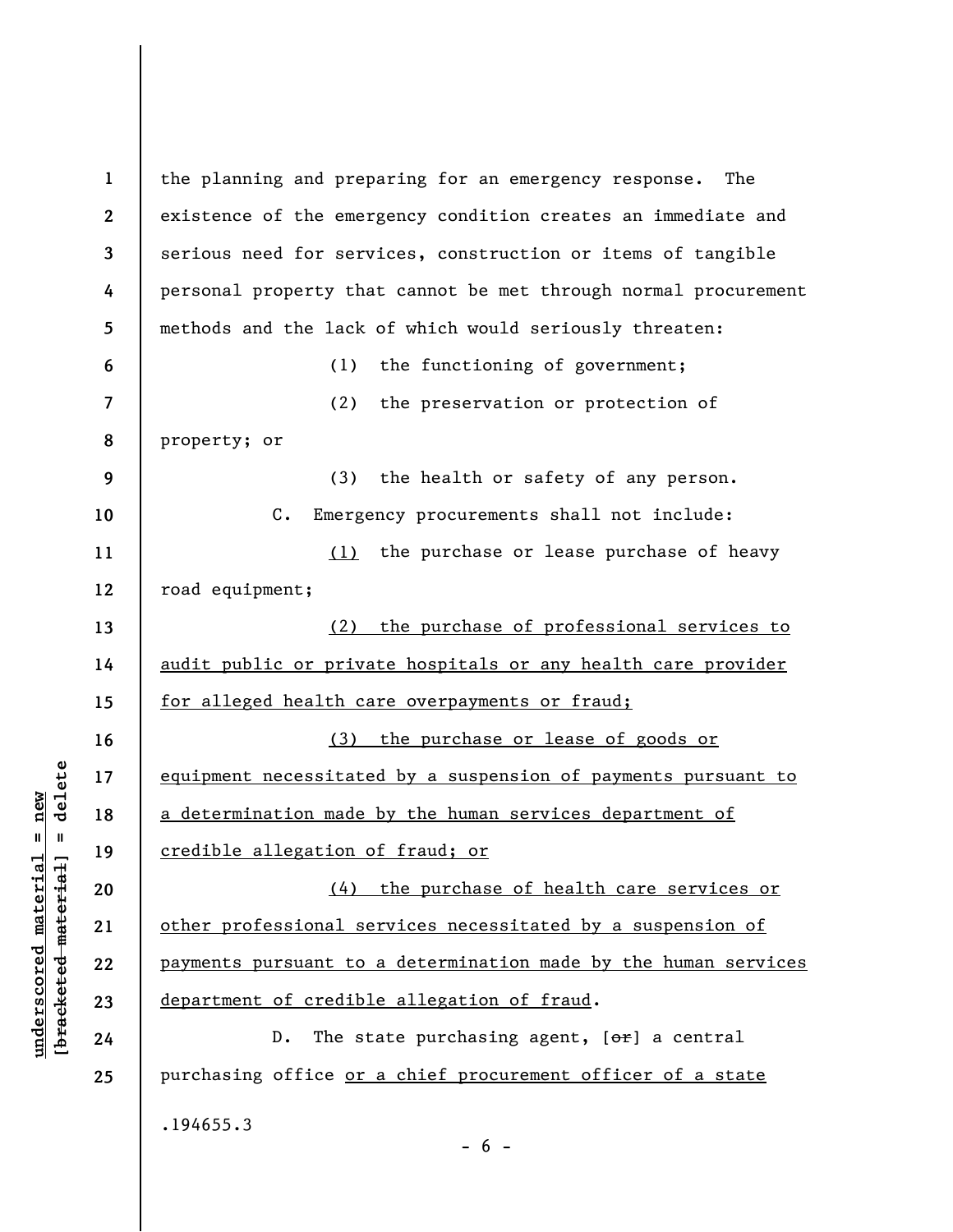the planning and preparing for an emergency response. The existence of the emergency condition creates an immediate and serious need for services, construction or items of tangible personal property that cannot be met through normal procurement methods and the lack of which would seriously threaten:

(1) the functioning of government;

(2) the preservation or protection of property; or

(3) the health or safety of any person.

C. Emergency procurements shall not include:

<u>(1)</u> the purchase or lease purchase of heavy road equipment;

<u>(2) the purchase of professional services to audit public or private hospitals or any health care provider for alleged health care overpayments or fraud;</u>

<u>(3) the purchase or lease of goods or equipment necessitated by a suspension of payments pursuant to a determination made by the human services department of credible allegation of fraud; or</u>

<u>(4) the purchase of health care services or other professional services necessitated by a suspension of payments pursuant to a determination made by the human services department of credible allegation of fraud</u>.

D. The state purchasing agent, [~~or~~] a central purchasing office <u>or a chief procurement officer of a state</u>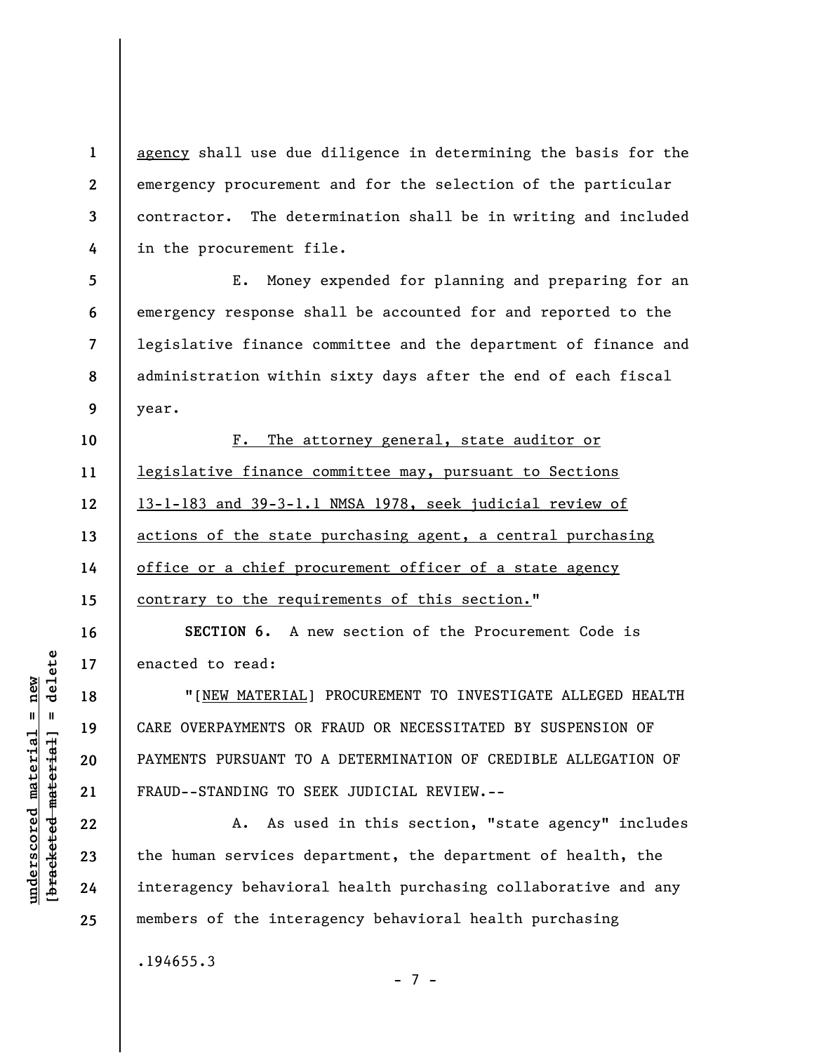agency shall use due diligence in determining the basis for the emergency procurement and for the selection of the particular contractor. The determination shall be in writing and included in the procurement file.

E. Money expended for planning and preparing for an emergency response shall be accounted for and reported to the legislative finance committee and the department of finance and administration within sixty days after the end of each fiscal year.

F. The attorney general, state auditor or legislative finance committee may, pursuant to Sections 13-1-183 and 39-3-1.1 NMSA 1978, seek judicial review of actions of the state purchasing agent, a central purchasing office or a chief procurement officer of a state agency contrary to the requirements of this section."

**SECTION 6.** A new section of the Procurement Code is enacted to read:

"[NEW MATERIAL] PROCUREMENT TO INVESTIGATE ALLEGED HEALTH CARE OVERPAYMENTS OR FRAUD OR NECESSITATED BY SUSPENSION OF PAYMENTS PURSUANT TO A DETERMINATION OF CREDIBLE ALLEGATION OF FRAUD--STANDING TO SEEK JUDICIAL REVIEW.--

A. As used in this section, "state agency" includes the human services department, the department of health, the interagency behavioral health purchasing collaborative and any members of the interagency behavioral health purchasing

.194655.3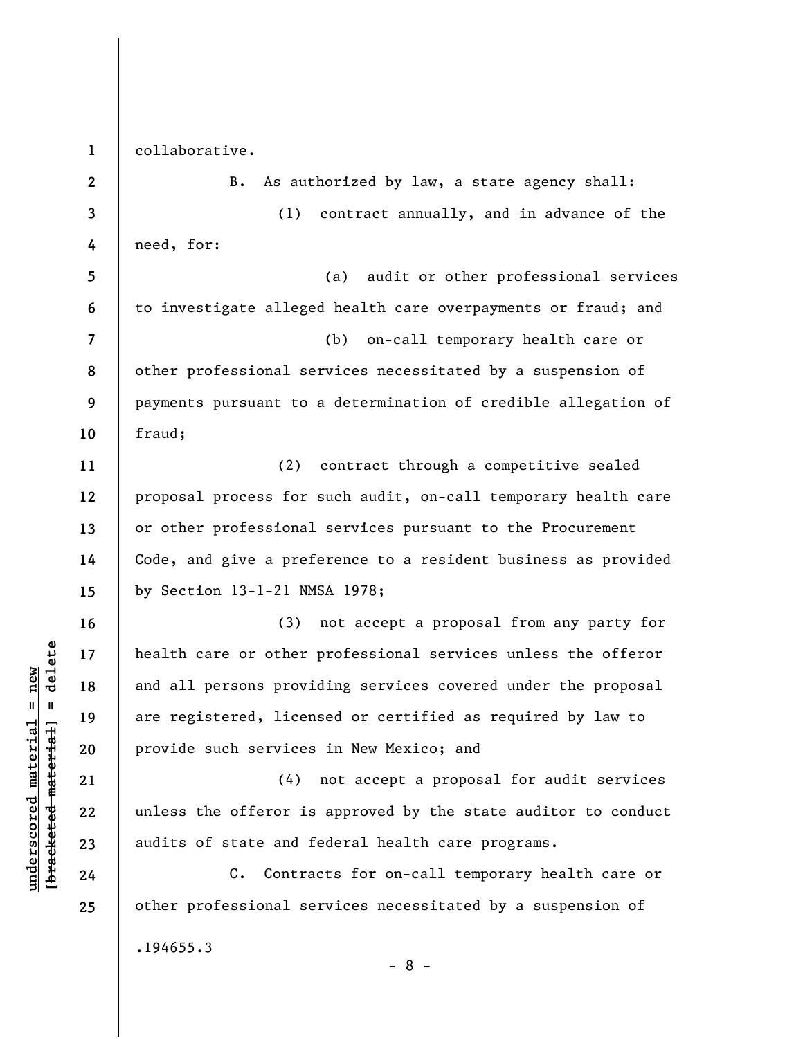collaborative.

B. As authorized by law, a state agency shall:

(1) contract annually, and in advance of the need, for:

(a) audit or other professional services to investigate alleged health care overpayments or fraud; and

(b) on-call temporary health care or other professional services necessitated by a suspension of payments pursuant to a determination of credible allegation of fraud;

(2) contract through a competitive sealed proposal process for such audit, on-call temporary health care or other professional services pursuant to the Procurement Code, and give a preference to a resident business as provided by Section 13-1-21 NMSA 1978;

(3) not accept a proposal from any party for health care or other professional services unless the offeror and all persons providing services covered under the proposal are registered, licensed or certified as required by law to provide such services in New Mexico; and

(4) not accept a proposal for audit services unless the offeror is approved by the state auditor to conduct audits of state and federal health care programs.

C. Contracts for on-call temporary health care or other professional services necessitated by a suspension of

.194655.3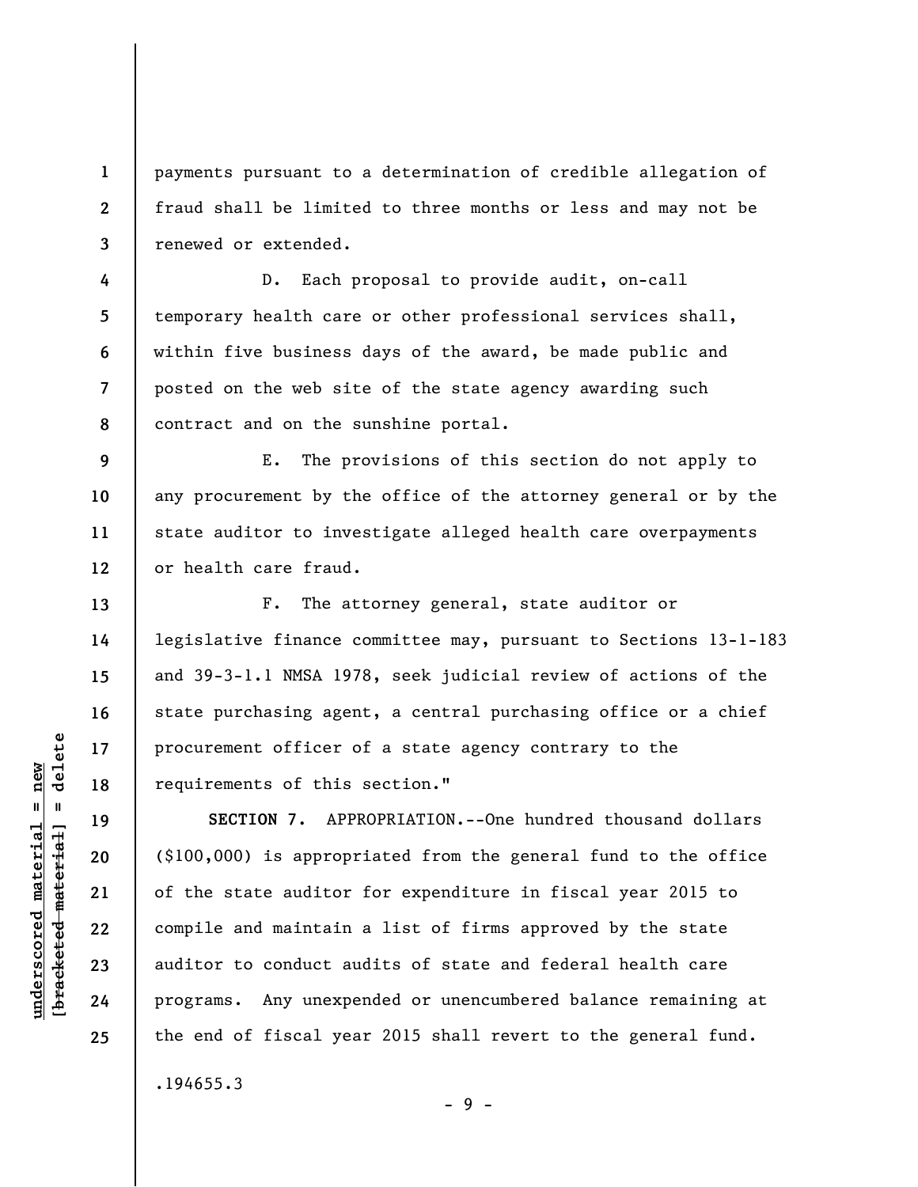payments pursuant to a determination of credible allegation of fraud shall be limited to three months or less and may not be renewed or extended.

D. Each proposal to provide audit, on-call temporary health care or other professional services shall, within five business days of the award, be made public and posted on the web site of the state agency awarding such contract and on the sunshine portal.

E. The provisions of this section do not apply to any procurement by the office of the attorney general or by the state auditor to investigate alleged health care overpayments or health care fraud.

F. The attorney general, state auditor or legislative finance committee may, pursuant to Sections 13-1-183 and 39-3-1.1 NMSA 1978, seek judicial review of actions of the state purchasing agent, a central purchasing office or a chief procurement officer of a state agency contrary to the requirements of this section."

**SECTION 7.** APPROPRIATION.--One hundred thousand dollars ($100,000) is appropriated from the general fund to the office of the state auditor for expenditure in fiscal year 2015 to compile and maintain a list of firms approved by the state auditor to conduct audits of state and federal health care programs. Any unexpended or unencumbered balance remaining at the end of fiscal year 2015 shall revert to the general fund.

.194655.3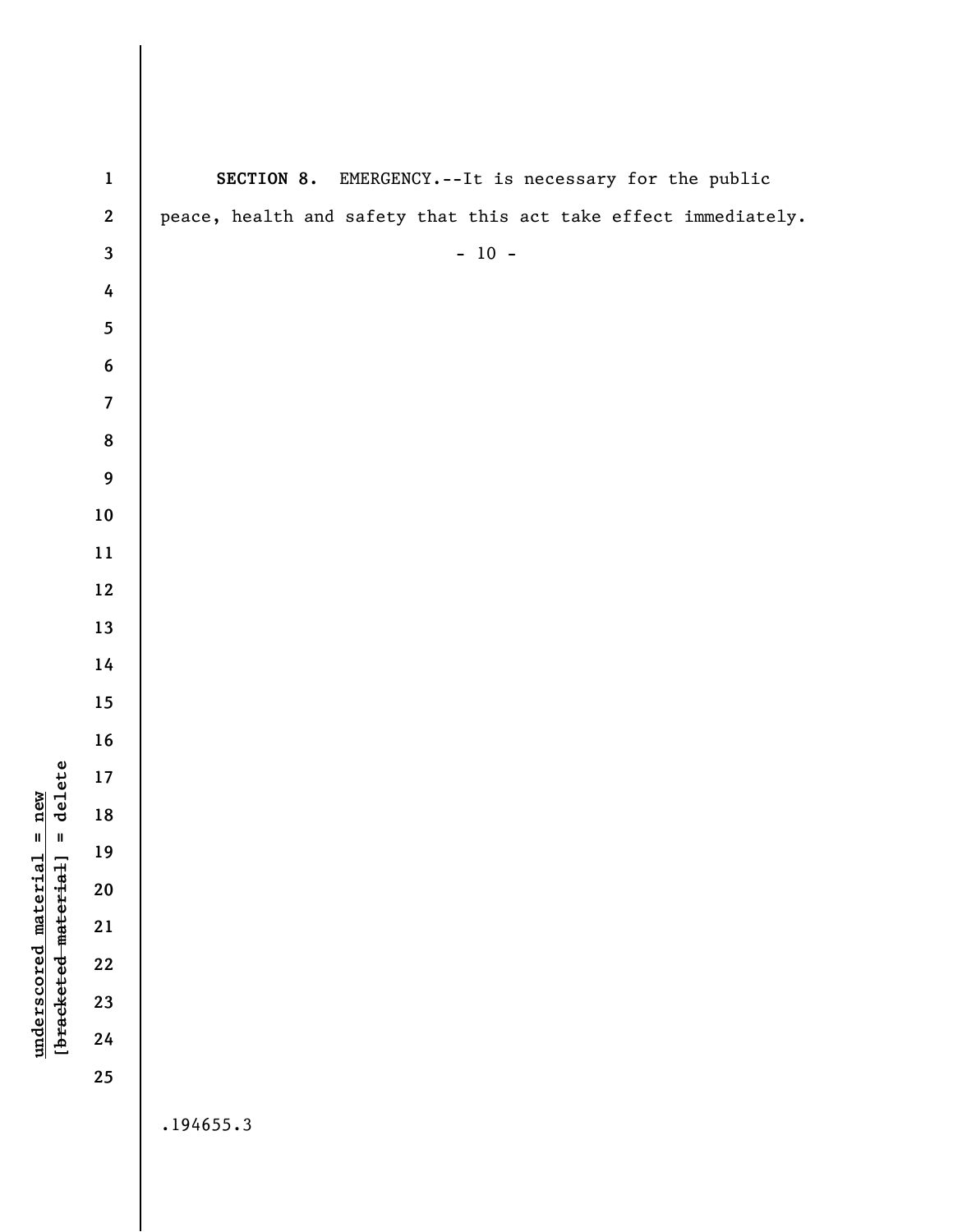**SECTION 8.** EMERGENCY.--It is necessary for the public peace, health and safety that this act take effect immediately.

.194655.3